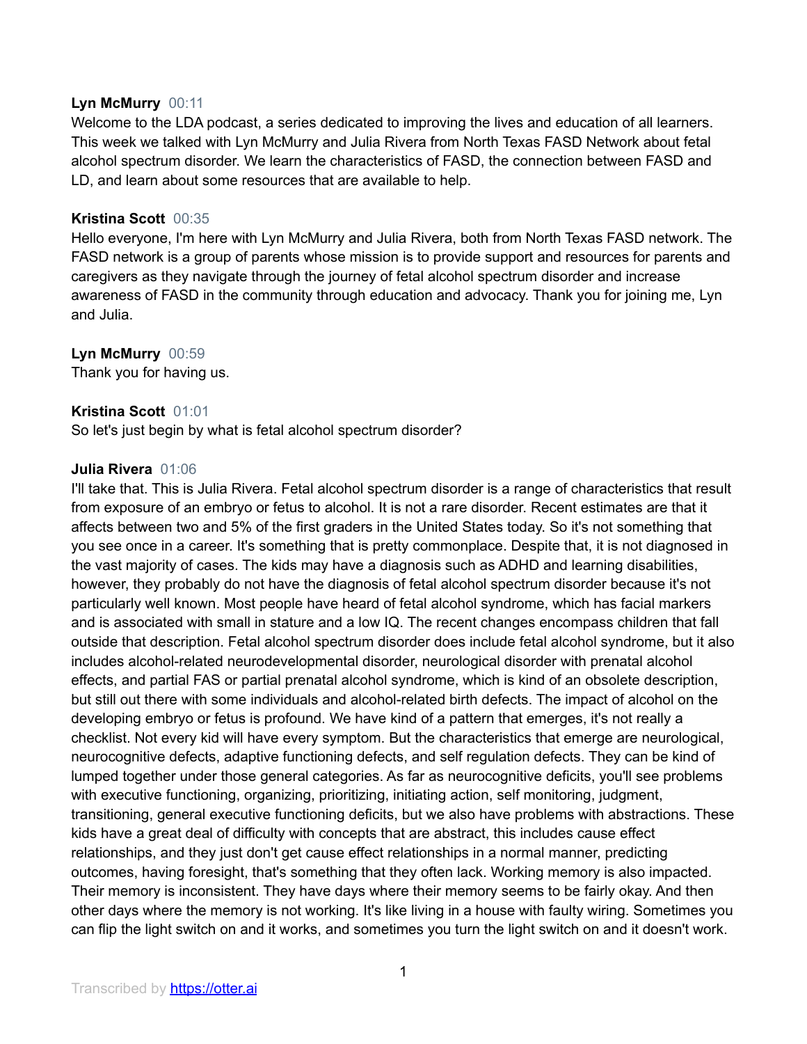**Lyn McMurry** 00:11
Welcome to the LDA podcast, a series dedicated to improving the lives and education of all learners. This week we talked with Lyn McMurry and Julia Rivera from North Texas FASD Network about fetal alcohol spectrum disorder. We learn the characteristics of FASD, the connection between FASD and LD, and learn about some resources that are available to help.

**Kristina Scott** 00:35
Hello everyone, I'm here with Lyn McMurry and Julia Rivera, both from North Texas FASD network. The FASD network is a group of parents whose mission is to provide support and resources for parents and caregivers as they navigate through the journey of fetal alcohol spectrum disorder and increase awareness of FASD in the community through education and advocacy. Thank you for joining me, Lyn and Julia.

**Lyn McMurry** 00:59
Thank you for having us.

**Kristina Scott** 01:01
So let's just begin by what is fetal alcohol spectrum disorder?

**Julia Rivera** 01:06
I'll take that. This is Julia Rivera. Fetal alcohol spectrum disorder is a range of characteristics that result from exposure of an embryo or fetus to alcohol. It is not a rare disorder. Recent estimates are that it affects between two and 5% of the first graders in the United States today. So it's not something that you see once in a career. It's something that is pretty commonplace. Despite that, it is not diagnosed in the vast majority of cases. The kids may have a diagnosis such as ADHD and learning disabilities, however, they probably do not have the diagnosis of fetal alcohol spectrum disorder because it's not particularly well known. Most people have heard of fetal alcohol syndrome, which has facial markers and is associated with small in stature and a low IQ. The recent changes encompass children that fall outside that description. Fetal alcohol spectrum disorder does include fetal alcohol syndrome, but it also includes alcohol-related neurodevelopmental disorder, neurological disorder with prenatal alcohol effects, and partial FAS or partial prenatal alcohol syndrome, which is kind of an obsolete description, but still out there with some individuals and alcohol-related birth defects. The impact of alcohol on the developing embryo or fetus is profound. We have kind of a pattern that emerges, it's not really a checklist. Not every kid will have every symptom. But the characteristics that emerge are neurological, neurocognitive defects, adaptive functioning defects, and self regulation defects. They can be kind of lumped together under those general categories. As far as neurocognitive deficits, you'll see problems with executive functioning, organizing, prioritizing, initiating action, self monitoring, judgment, transitioning, general executive functioning deficits, but we also have problems with abstractions. These kids have a great deal of difficulty with concepts that are abstract, this includes cause effect relationships, and they just don't get cause effect relationships in a normal manner, predicting outcomes, having foresight, that's something that they often lack. Working memory is also impacted. Their memory is inconsistent. They have days where their memory seems to be fairly okay. And then other days where the memory is not working. It's like living in a house with faulty wiring. Sometimes you can flip the light switch on and it works, and sometimes you turn the light switch on and it doesn't work.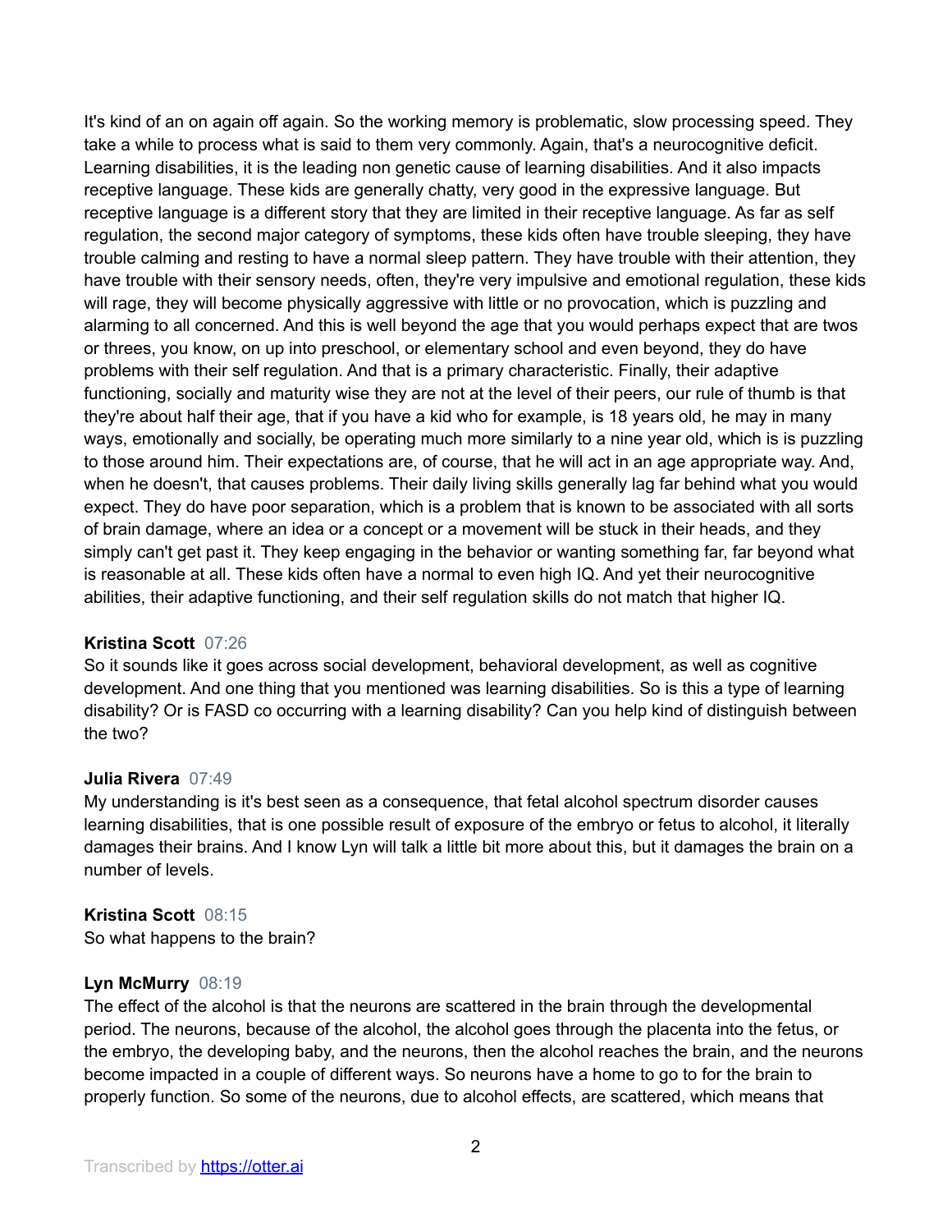It's kind of an on again off again. So the working memory is problematic, slow processing speed. They take a while to process what is said to them very commonly. Again, that's a neurocognitive deficit. Learning disabilities, it is the leading non genetic cause of learning disabilities. And it also impacts receptive language. These kids are generally chatty, very good in the expressive language. But receptive language is a different story that they are limited in their receptive language. As far as self regulation, the second major category of symptoms, these kids often have trouble sleeping, they have trouble calming and resting to have a normal sleep pattern. They have trouble with their attention, they have trouble with their sensory needs, often, they're very impulsive and emotional regulation, these kids will rage, they will become physically aggressive with little or no provocation, which is puzzling and alarming to all concerned. And this is well beyond the age that you would perhaps expect that are twos or threes, you know, on up into preschool, or elementary school and even beyond, they do have problems with their self regulation. And that is a primary characteristic. Finally, their adaptive functioning, socially and maturity wise they are not at the level of their peers, our rule of thumb is that they're about half their age, that if you have a kid who for example, is 18 years old, he may in many ways, emotionally and socially, be operating much more similarly to a nine year old, which is is puzzling to those around him. Their expectations are, of course, that he will act in an age appropriate way. And, when he doesn't, that causes problems. Their daily living skills generally lag far behind what you would expect. They do have poor separation, which is a problem that is known to be associated with all sorts of brain damage, where an idea or a concept or a movement will be stuck in their heads, and they simply can't get past it. They keep engaging in the behavior or wanting something far, far beyond what is reasonable at all. These kids often have a normal to even high IQ. And yet their neurocognitive abilities, their adaptive functioning, and their self regulation skills do not match that higher IQ.

**Kristina Scott** 07:26
So it sounds like it goes across social development, behavioral development, as well as cognitive development. And one thing that you mentioned was learning disabilities. So is this a type of learning disability? Or is FASD co occurring with a learning disability? Can you help kind of distinguish between the two?

**Julia Rivera** 07:49
My understanding is it's best seen as a consequence, that fetal alcohol spectrum disorder causes learning disabilities, that is one possible result of exposure of the embryo or fetus to alcohol, it literally damages their brains. And I know Lyn will talk a little bit more about this, but it damages the brain on a number of levels.

**Kristina Scott** 08:15
So what happens to the brain?

**Lyn McMurry** 08:19
The effect of the alcohol is that the neurons are scattered in the brain through the developmental period. The neurons, because of the alcohol, the alcohol goes through the placenta into the fetus, or the embryo, the developing baby, and the neurons, then the alcohol reaches the brain, and the neurons become impacted in a couple of different ways. So neurons have a home to go to for the brain to properly function. So some of the neurons, due to alcohol effects, are scattered, which means that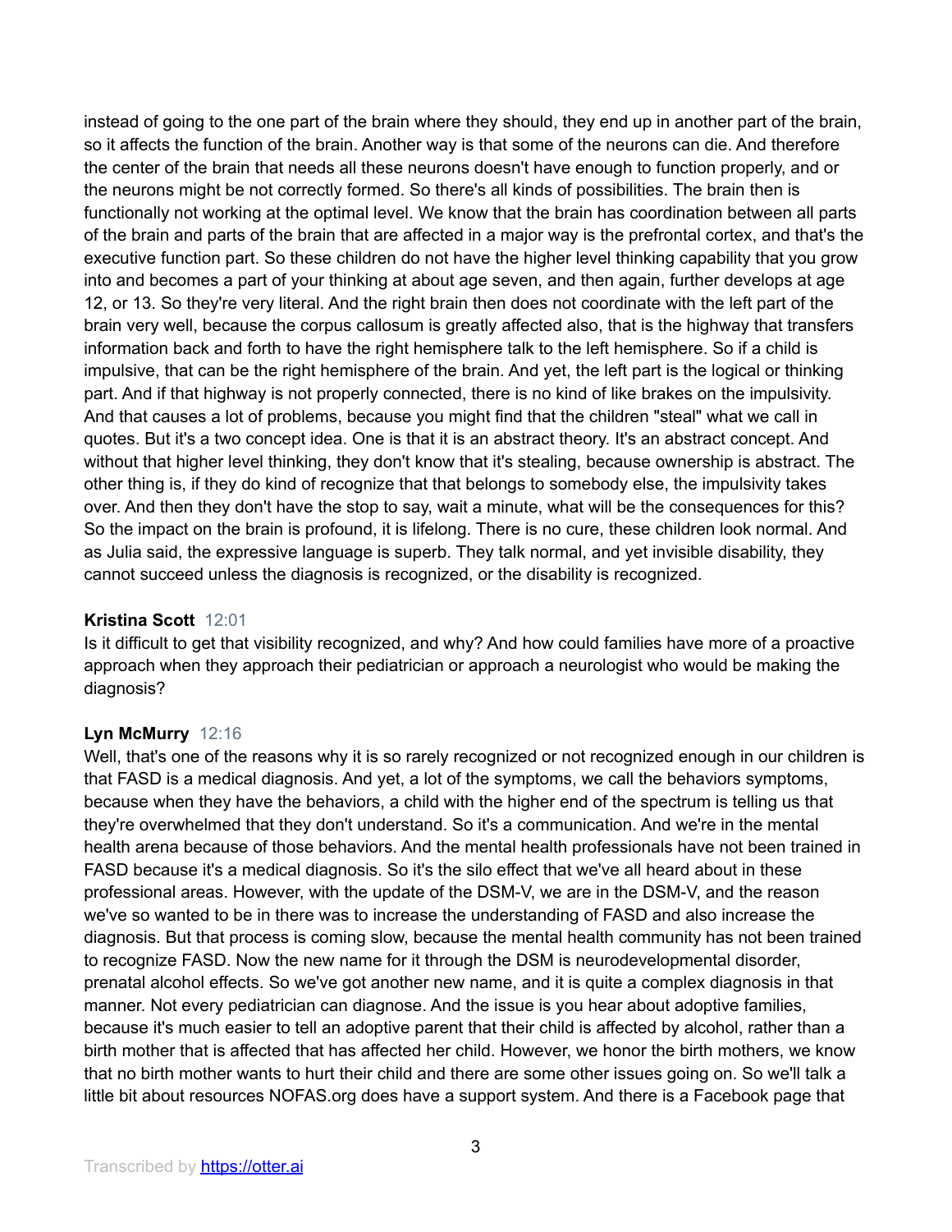instead of going to the one part of the brain where they should, they end up in another part of the brain, so it affects the function of the brain. Another way is that some of the neurons can die. And therefore the center of the brain that needs all these neurons doesn't have enough to function properly, and or the neurons might be not correctly formed. So there's all kinds of possibilities. The brain then is functionally not working at the optimal level. We know that the brain has coordination between all parts of the brain and parts of the brain that are affected in a major way is the prefrontal cortex, and that's the executive function part. So these children do not have the higher level thinking capability that you grow into and becomes a part of your thinking at about age seven, and then again, further develops at age 12, or 13. So they're very literal. And the right brain then does not coordinate with the left part of the brain very well, because the corpus callosum is greatly affected also, that is the highway that transfers information back and forth to have the right hemisphere talk to the left hemisphere. So if a child is impulsive, that can be the right hemisphere of the brain. And yet, the left part is the logical or thinking part. And if that highway is not properly connected, there is no kind of like brakes on the impulsivity. And that causes a lot of problems, because you might find that the children "steal" what we call in quotes. But it's a two concept idea. One is that it is an abstract theory. It's an abstract concept. And without that higher level thinking, they don't know that it's stealing, because ownership is abstract. The other thing is, if they do kind of recognize that that belongs to somebody else, the impulsivity takes over. And then they don't have the stop to say, wait a minute, what will be the consequences for this? So the impact on the brain is profound, it is lifelong. There is no cure, these children look normal. And as Julia said, the expressive language is superb. They talk normal, and yet invisible disability, they cannot succeed unless the diagnosis is recognized, or the disability is recognized.

**Kristina Scott** 12:01

Is it difficult to get that visibility recognized, and why? And how could families have more of a proactive approach when they approach their pediatrician or approach a neurologist who would be making the diagnosis?

**Lyn McMurry** 12:16

Well, that's one of the reasons why it is so rarely recognized or not recognized enough in our children is that FASD is a medical diagnosis. And yet, a lot of the symptoms, we call the behaviors symptoms, because when they have the behaviors, a child with the higher end of the spectrum is telling us that they're overwhelmed that they don't understand. So it's a communication. And we're in the mental health arena because of those behaviors. And the mental health professionals have not been trained in FASD because it's a medical diagnosis. So it's the silo effect that we've all heard about in these professional areas. However, with the update of the DSM-V, we are in the DSM-V, and the reason we've so wanted to be in there was to increase the understanding of FASD and also increase the diagnosis. But that process is coming slow, because the mental health community has not been trained to recognize FASD. Now the new name for it through the DSM is neurodevelopmental disorder, prenatal alcohol effects. So we've got another new name, and it is quite a complex diagnosis in that manner. Not every pediatrician can diagnose. And the issue is you hear about adoptive families, because it's much easier to tell an adoptive parent that their child is affected by alcohol, rather than a birth mother that is affected that has affected her child. However, we honor the birth mothers, we know that no birth mother wants to hurt their child and there are some other issues going on. So we'll talk a little bit about resources NOFAS.org does have a support system. And there is a Facebook page that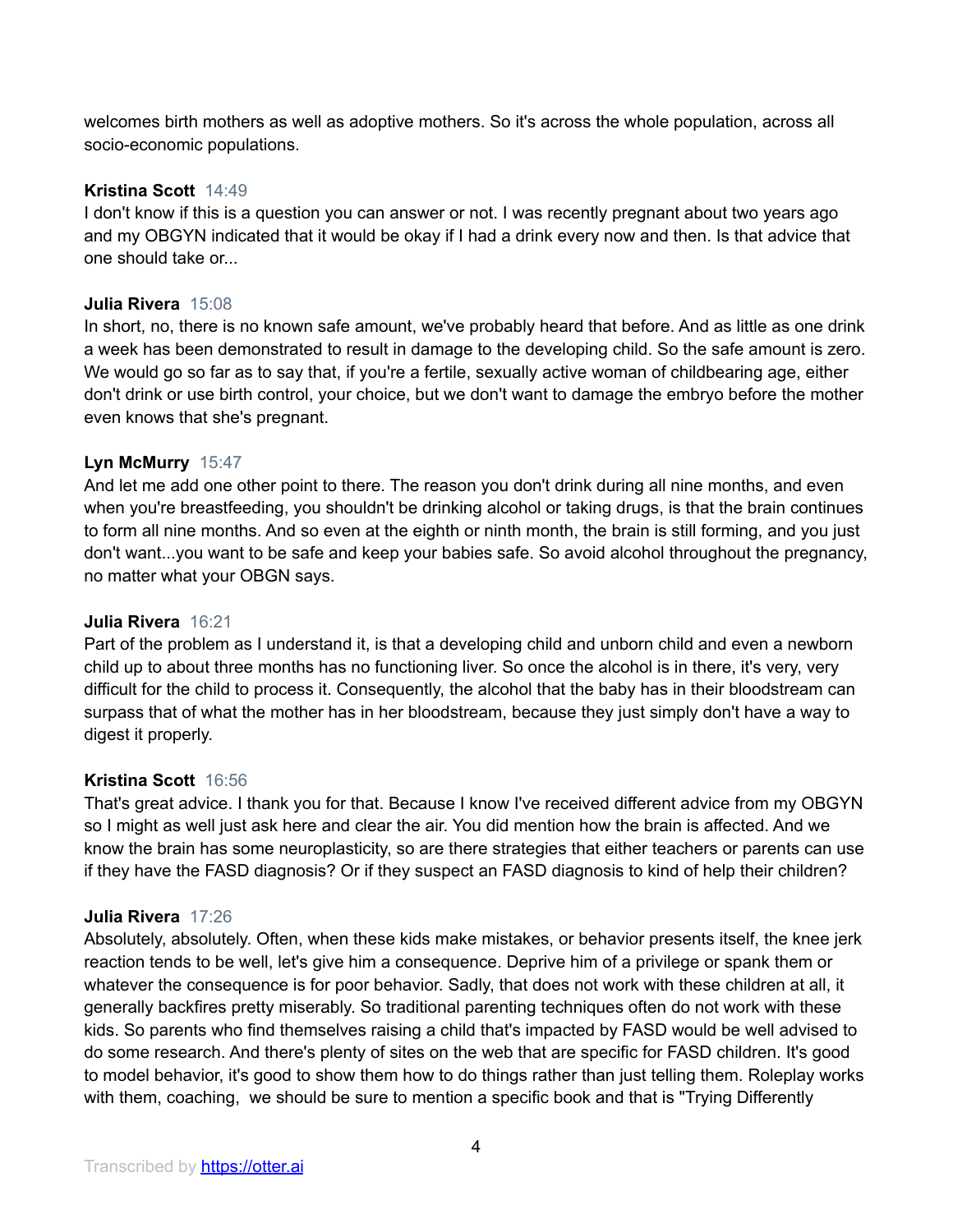welcomes birth mothers as well as adoptive mothers. So it's across the whole population, across all socio-economic populations.

**Kristina Scott** 14:49
I don't know if this is a question you can answer or not. I was recently pregnant about two years ago and my OBGYN indicated that it would be okay if I had a drink every now and then. Is that advice that one should take or...

**Julia Rivera** 15:08
In short, no, there is no known safe amount, we've probably heard that before. And as little as one drink a week has been demonstrated to result in damage to the developing child. So the safe amount is zero. We would go so far as to say that, if you're a fertile, sexually active woman of childbearing age, either don't drink or use birth control, your choice, but we don't want to damage the embryo before the mother even knows that she's pregnant.

**Lyn McMurry** 15:47
And let me add one other point to there. The reason you don't drink during all nine months, and even when you're breastfeeding, you shouldn't be drinking alcohol or taking drugs, is that the brain continues to form all nine months. And so even at the eighth or ninth month, the brain is still forming, and you just don't want...you want to be safe and keep your babies safe. So avoid alcohol throughout the pregnancy, no matter what your OBGN says.

**Julia Rivera** 16:21
Part of the problem as I understand it, is that a developing child and unborn child and even a newborn child up to about three months has no functioning liver. So once the alcohol is in there, it's very, very difficult for the child to process it. Consequently, the alcohol that the baby has in their bloodstream can surpass that of what the mother has in her bloodstream, because they just simply don't have a way to digest it properly.

**Kristina Scott** 16:56
That's great advice. I thank you for that. Because I know I've received different advice from my OBGYN so I might as well just ask here and clear the air. You did mention how the brain is affected. And we know the brain has some neuroplasticity, so are there strategies that either teachers or parents can use if they have the FASD diagnosis? Or if they suspect an FASD diagnosis to kind of help their children?

**Julia Rivera** 17:26
Absolutely, absolutely. Often, when these kids make mistakes, or behavior presents itself, the knee jerk reaction tends to be well, let's give him a consequence. Deprive him of a privilege or spank them or whatever the consequence is for poor behavior. Sadly, that does not work with these children at all, it generally backfires pretty miserably. So traditional parenting techniques often do not work with these kids. So parents who find themselves raising a child that's impacted by FASD would be well advised to do some research. And there's plenty of sites on the web that are specific for FASD children. It's good to model behavior, it's good to show them how to do things rather than just telling them. Roleplay works with them, coaching, we should be sure to mention a specific book and that is "Trying Differently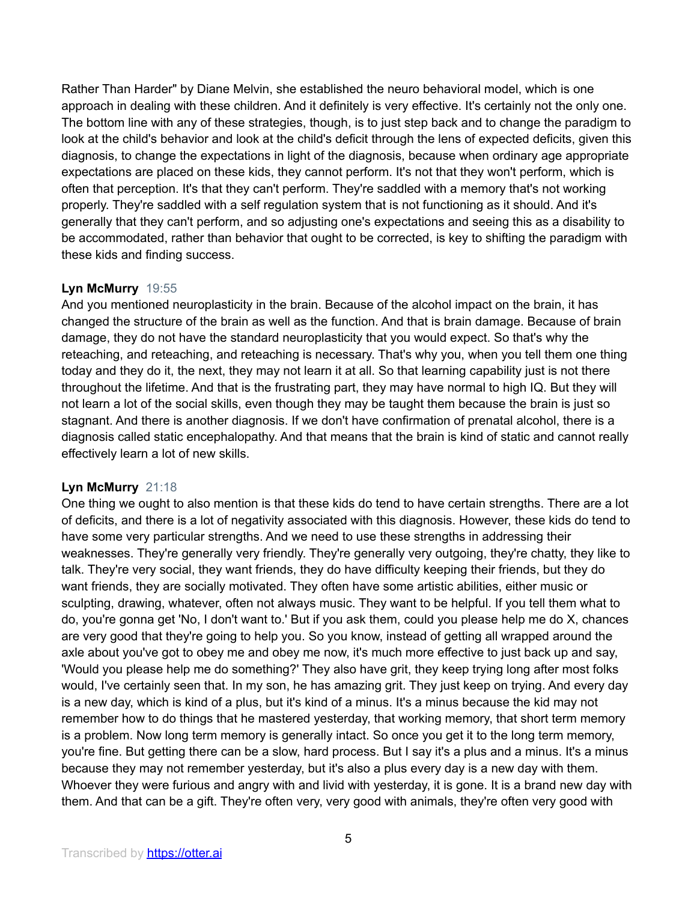Rather Than Harder" by Diane Melvin, she established the neuro behavioral model, which is one approach in dealing with these children. And it definitely is very effective. It's certainly not the only one. The bottom line with any of these strategies, though, is to just step back and to change the paradigm to look at the child's behavior and look at the child's deficit through the lens of expected deficits, given this diagnosis, to change the expectations in light of the diagnosis, because when ordinary age appropriate expectations are placed on these kids, they cannot perform. It's not that they won't perform, which is often that perception. It's that they can't perform. They're saddled with a memory that's not working properly. They're saddled with a self regulation system that is not functioning as it should. And it's generally that they can't perform, and so adjusting one's expectations and seeing this as a disability to be accommodated, rather than behavior that ought to be corrected, is key to shifting the paradigm with these kids and finding success.

**Lyn McMurry** 19:55

And you mentioned neuroplasticity in the brain. Because of the alcohol impact on the brain, it has changed the structure of the brain as well as the function. And that is brain damage. Because of brain damage, they do not have the standard neuroplasticity that you would expect. So that's why the reteaching, and reteaching, and reteaching is necessary. That's why you, when you tell them one thing today and they do it, the next, they may not learn it at all. So that learning capability just is not there throughout the lifetime. And that is the frustrating part, they may have normal to high IQ. But they will not learn a lot of the social skills, even though they may be taught them because the brain is just so stagnant. And there is another diagnosis. If we don't have confirmation of prenatal alcohol, there is a diagnosis called static encephalopathy. And that means that the brain is kind of static and cannot really effectively learn a lot of new skills.

**Lyn McMurry** 21:18

One thing we ought to also mention is that these kids do tend to have certain strengths. There are a lot of deficits, and there is a lot of negativity associated with this diagnosis. However, these kids do tend to have some very particular strengths. And we need to use these strengths in addressing their weaknesses. They're generally very friendly. They're generally very outgoing, they're chatty, they like to talk. They're very social, they want friends, they do have difficulty keeping their friends, but they do want friends, they are socially motivated. They often have some artistic abilities, either music or sculpting, drawing, whatever, often not always music. They want to be helpful. If you tell them what to do, you're gonna get 'No, I don't want to.' But if you ask them, could you please help me do X, chances are very good that they're going to help you. So you know, instead of getting all wrapped around the axle about you've got to obey me and obey me now, it's much more effective to just back up and say, 'Would you please help me do something?' They also have grit, they keep trying long after most folks would, I've certainly seen that. In my son, he has amazing grit. They just keep on trying. And every day is a new day, which is kind of a plus, but it's kind of a minus. It's a minus because the kid may not remember how to do things that he mastered yesterday, that working memory, that short term memory is a problem. Now long term memory is generally intact. So once you get it to the long term memory, you're fine. But getting there can be a slow, hard process. But I say it's a plus and a minus. It's a minus because they may not remember yesterday, but it's also a plus every day is a new day with them. Whoever they were furious and angry with and livid with yesterday, it is gone. It is a brand new day with them. And that can be a gift. They're often very, very good with animals, they're often very good with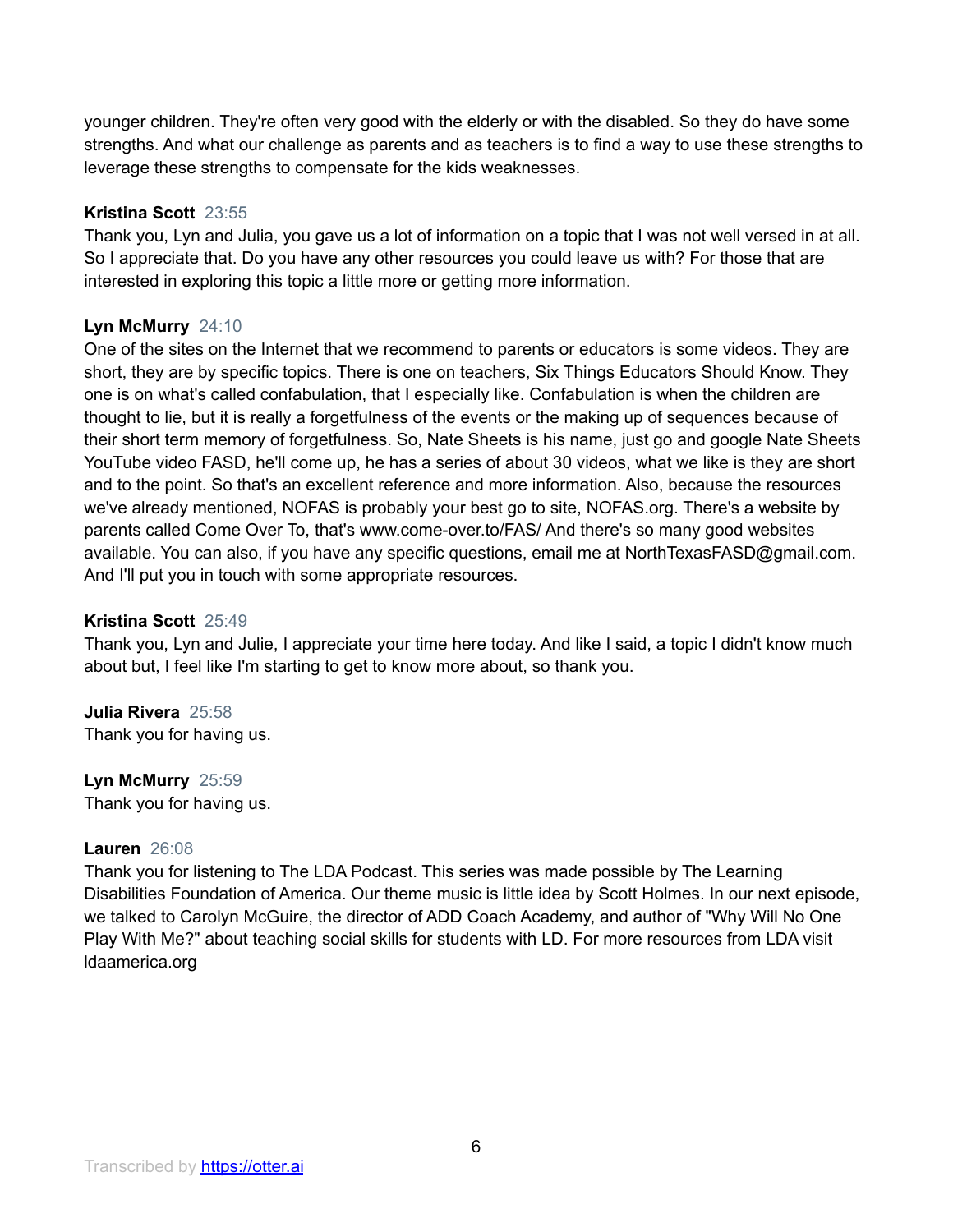younger children. They're often very good with the elderly or with the disabled. So they do have some strengths. And what our challenge as parents and as teachers is to find a way to use these strengths to leverage these strengths to compensate for the kids weaknesses.

**Kristina Scott** 23:55
Thank you, Lyn and Julia, you gave us a lot of information on a topic that I was not well versed in at all. So I appreciate that. Do you have any other resources you could leave us with? For those that are interested in exploring this topic a little more or getting more information.

**Lyn McMurry** 24:10
One of the sites on the Internet that we recommend to parents or educators is some videos. They are short, they are by specific topics. There is one on teachers, Six Things Educators Should Know. They one is on what's called confabulation, that I especially like. Confabulation is when the children are thought to lie, but it is really a forgetfulness of the events or the making up of sequences because of their short term memory of forgetfulness. So, Nate Sheets is his name, just go and google Nate Sheets YouTube video FASD, he'll come up, he has a series of about 30 videos, what we like is they are short and to the point. So that's an excellent reference and more information. Also, because the resources we've already mentioned, NOFAS is probably your best go to site, NOFAS.org. There's a website by parents called Come Over To, that's www.come-over.to/FAS/ And there's so many good websites available. You can also, if you have any specific questions, email me at NorthTexasFASD@gmail.com. And I'll put you in touch with some appropriate resources.

**Kristina Scott** 25:49
Thank you, Lyn and Julie, I appreciate your time here today. And like I said, a topic I didn't know much about but, I feel like I'm starting to get to know more about, so thank you.

**Julia Rivera** 25:58
Thank you for having us.

**Lyn McMurry** 25:59
Thank you for having us.

**Lauren** 26:08
Thank you for listening to The LDA Podcast. This series was made possible by The Learning Disabilities Foundation of America. Our theme music is little idea by Scott Holmes. In our next episode, we talked to Carolyn McGuire, the director of ADD Coach Academy, and author of "Why Will No One Play With Me?" about teaching social skills for students with LD. For more resources from LDA visit ldaamerica.org

Transcribed by https://otter.ai